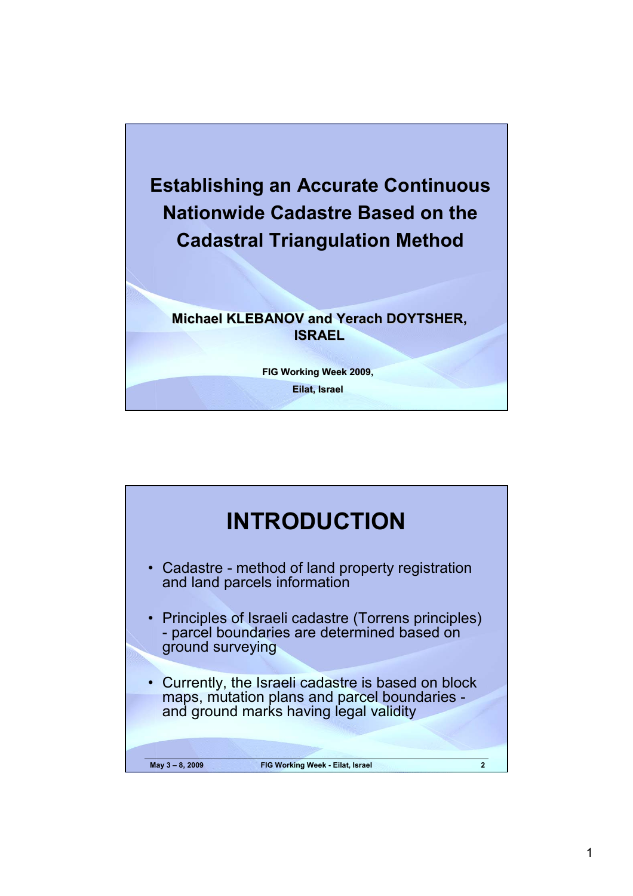# Establishing an Accurate Continuous Nationwide Cadastre Based on the Cadastral Triangulation Method

**Michael KLEBANOV and Yerach DOYTSHER, ISRAEL**

**FIG Working Week 2009,**

**Eilat, Israel**

## INTRODUCTION

- Cadastre - method of land property registration and land parcels information
- Principles of Israeli cadastre (Torrens principles) - parcel boundaries are determined based on ground surveying
- Currently, the Israeli cadastre is based on block maps, mutation plans and parcel boundaries - and ground marks having legal validity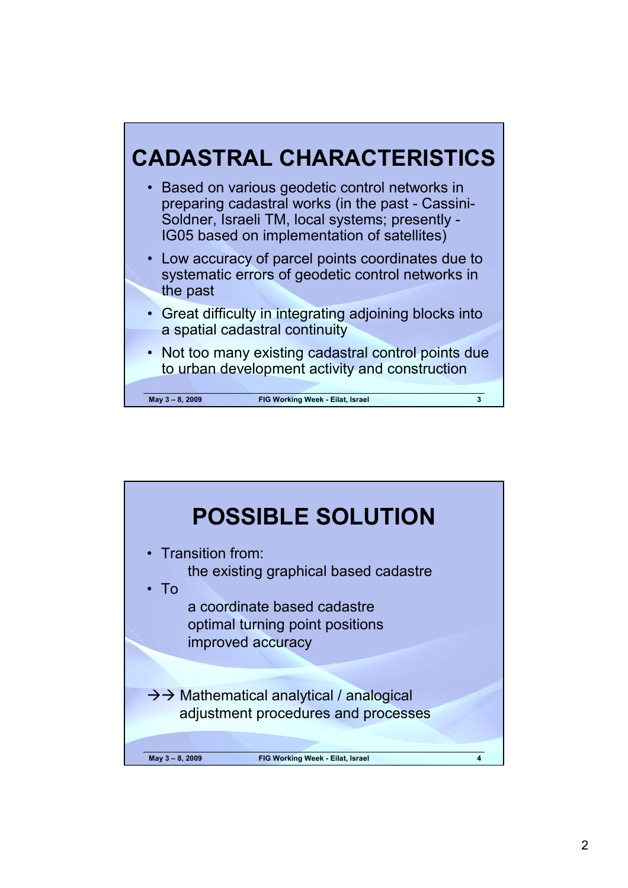## CADASTRAL CHARACTERISTICS

- Based on various geodetic control networks in preparing cadastral works (in the past - Cassini-Soldner, Israeli TM, local systems; presently - IG05 based on implementation of satellites)
- Low accuracy of parcel points coordinates due to systematic errors of geodetic control networks in the past
- Great difficulty in integrating adjoining blocks into a spatial cadastral continuity
- Not too many existing cadastral control points due to urban development activity and construction

## POSSIBLE SOLUTION

- Transition from:

  the existing graphical based cadastre

- To

  a coordinate based cadastre
  optimal turning point positions
  improved accuracy

→→ Mathematical analytical / analogical adjustment procedures and processes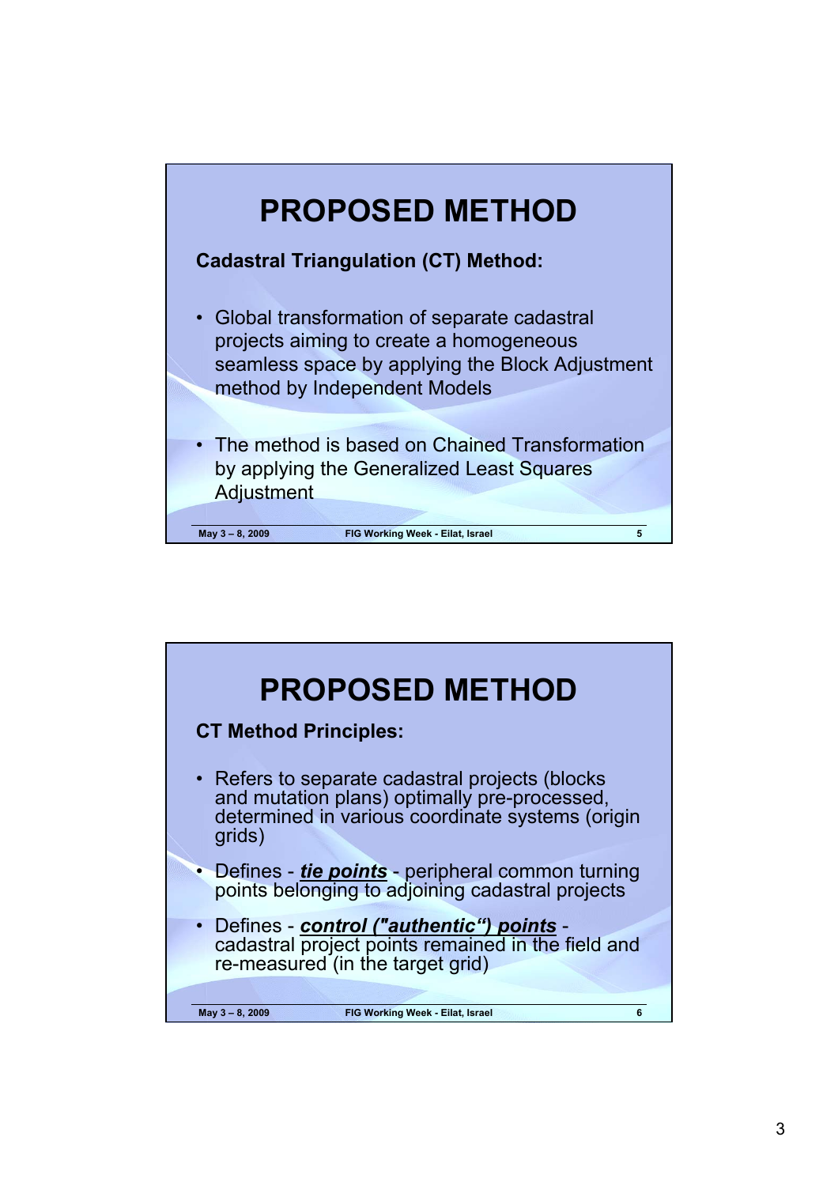# PROPOSED METHOD

**Cadastral Triangulation (CT) Method:**

- Global transformation of separate cadastral projects aiming to create a homogeneous seamless space by applying the Block Adjustment method by Independent Models
- The method is based on Chained Transformation by applying the Generalized Least Squares Adjustment

# PROPOSED METHOD

**CT Method Principles:**

- Refers to separate cadastral projects (blocks and mutation plans) optimally pre-processed, determined in various coordinate systems (origin grids)
- Defines - ***tie points*** - peripheral common turning points belonging to adjoining cadastral projects
- Defines - ***control ("authentic") points*** - cadastral project points remained in the field and re-measured (in the target grid)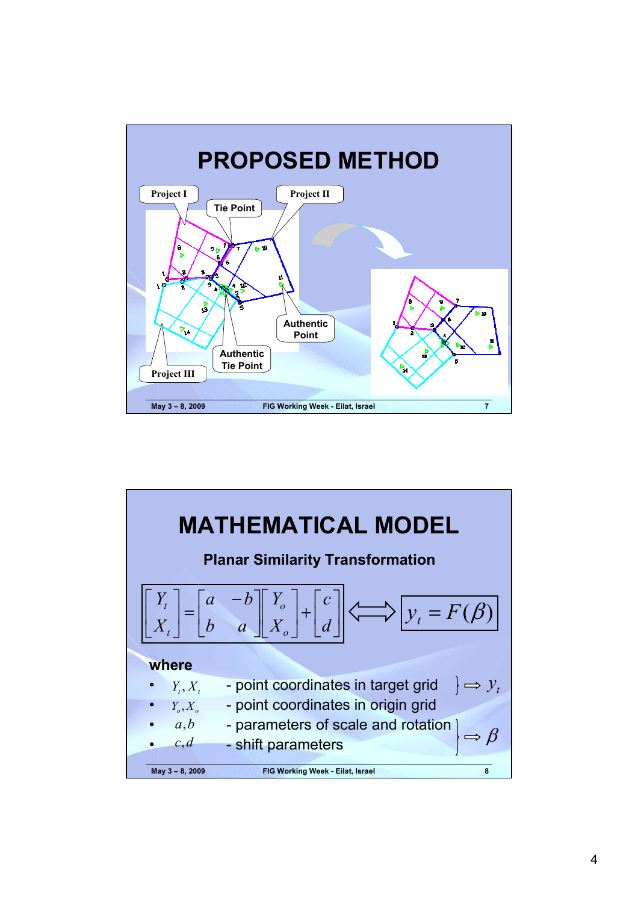# PROPOSED METHOD

Project I

Tie Point

Project II

Authentic Point

Authentic Tie Point

Project III

# MATHEMATICAL MODEL

## Planar Similarity Transformation

$$\begin{bmatrix} Y_t \\ X_t \end{bmatrix} = \begin{bmatrix} a & -b \\ b & a \end{bmatrix} \begin{bmatrix} Y_o \\ X_o \end{bmatrix} + \begin{bmatrix} c \\ d \end{bmatrix} \Longleftrightarrow y_t = F(\beta)$$

**where**

- $Y_t, X_t$ - point coordinates in target grid $\} \Rightarrow y_t$
- $Y_o, X_o$ - point coordinates in origin grid
- $a, b$ - parameters of scale and rotation
- $c, d$ - shift parameters

$a, b, c, d \Rightarrow \beta$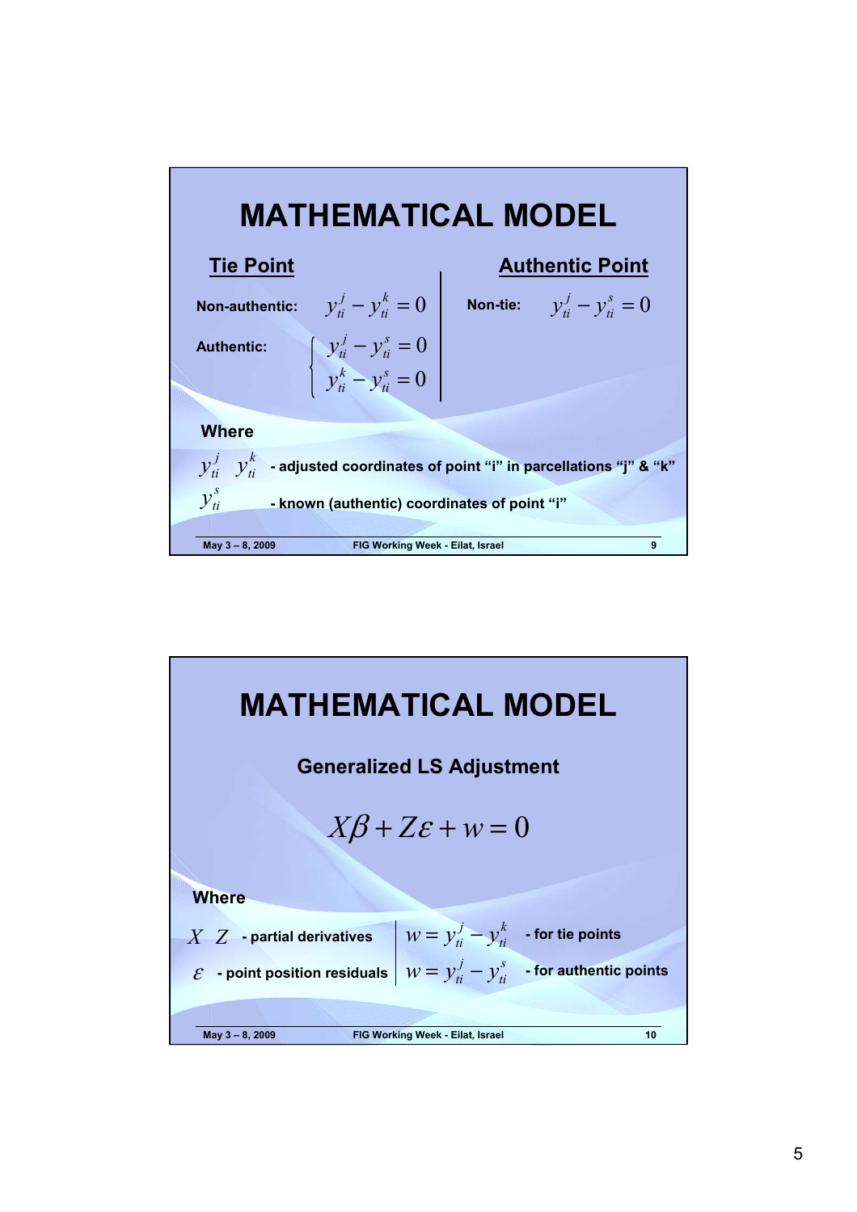# MATHEMATICAL MODEL

## Tie Point

**Non-authentic:** $y_{ti}^{j} - y_{ti}^{k} = 0$

**Authentic:**

$$\begin{cases} y_{ti}^{j} - y_{ti}^{s} = 0 \\ y_{ti}^{k} - y_{ti}^{s} = 0 \end{cases}$$

## Authentic Point

**Non-tie:** $y_{ti}^{j} - y_{ti}^{s} = 0$

**Where**

$y_{ti}^{j}$ $y_{ti}^{k}$ **- adjusted coordinates of point "i" in parcellations "j" & "k"**

$y_{ti}^{s}$ **- known (authentic) coordinates of point "i"**

# MATHEMATICAL MODEL

**Generalized LS Adjustment**

$$X\beta + Z\varepsilon + w = 0$$

**Where**

$X$ $Z$ **- partial derivatives**

$\varepsilon$ **- point position residuals**

$w = y_{ti}^{j} - y_{ti}^{k}$ **- for tie points**

$w = y_{ti}^{j} - y_{ti}^{s}$ **- for authentic points**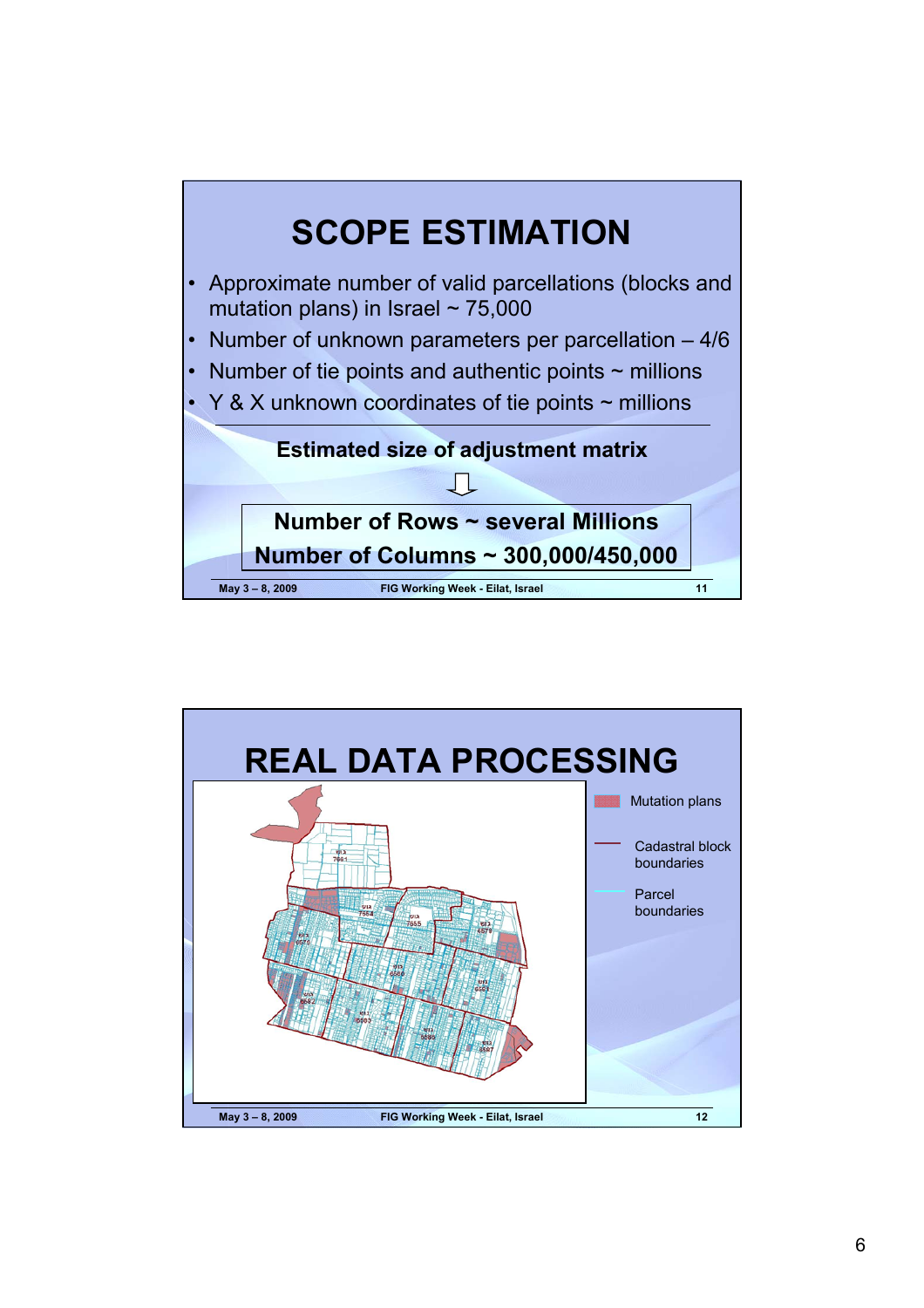# SCOPE ESTIMATION

- Approximate number of valid parcellations (blocks and mutation plans) in Israel ~ 75,000
- Number of unknown parameters per parcellation – 4/6
- Number of tie points and authentic points ~ millions
- Y & X unknown coordinates of tie points ~ millions

**Estimated size of adjustment matrix**

⇩

**Number of Rows ~ several Millions**

**Number of Columns ~ 300,000/450,000**

# REAL DATA PROCESSING

Mutation plans

Cadastral block boundaries

Parcel boundaries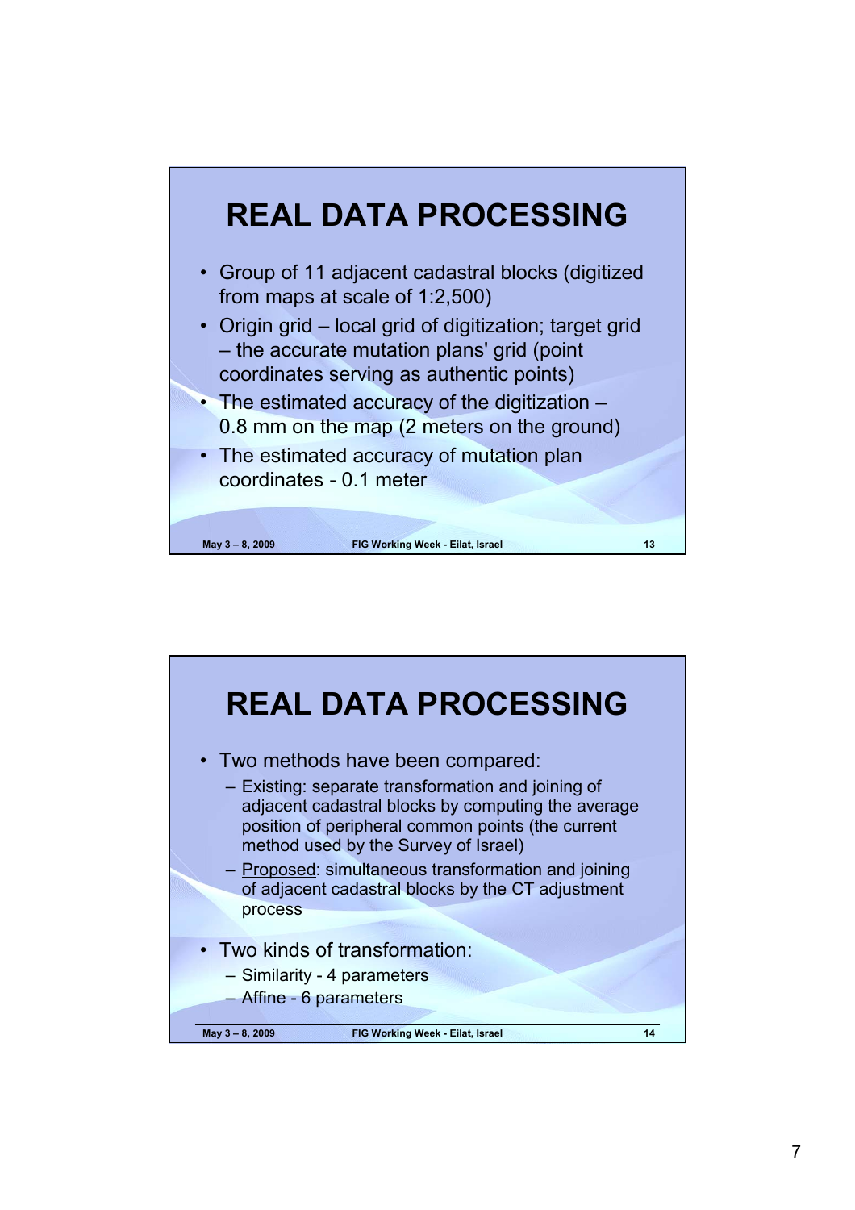# REAL DATA PROCESSING

- Group of 11 adjacent cadastral blocks (digitized from maps at scale of 1:2,500)
- Origin grid – local grid of digitization; target grid – the accurate mutation plans' grid (point coordinates serving as authentic points)
- The estimated accuracy of the digitization – 0.8 mm on the map (2 meters on the ground)
- The estimated accuracy of mutation plan coordinates - 0.1 meter

# REAL DATA PROCESSING

- Two methods have been compared:
  - Existing: separate transformation and joining of adjacent cadastral blocks by computing the average position of peripheral common points (the current method used by the Survey of Israel)
  - Proposed: simultaneous transformation and joining of adjacent cadastral blocks by the CT adjustment process
- Two kinds of transformation:
  - Similarity - 4 parameters
  - Affine - 6 parameters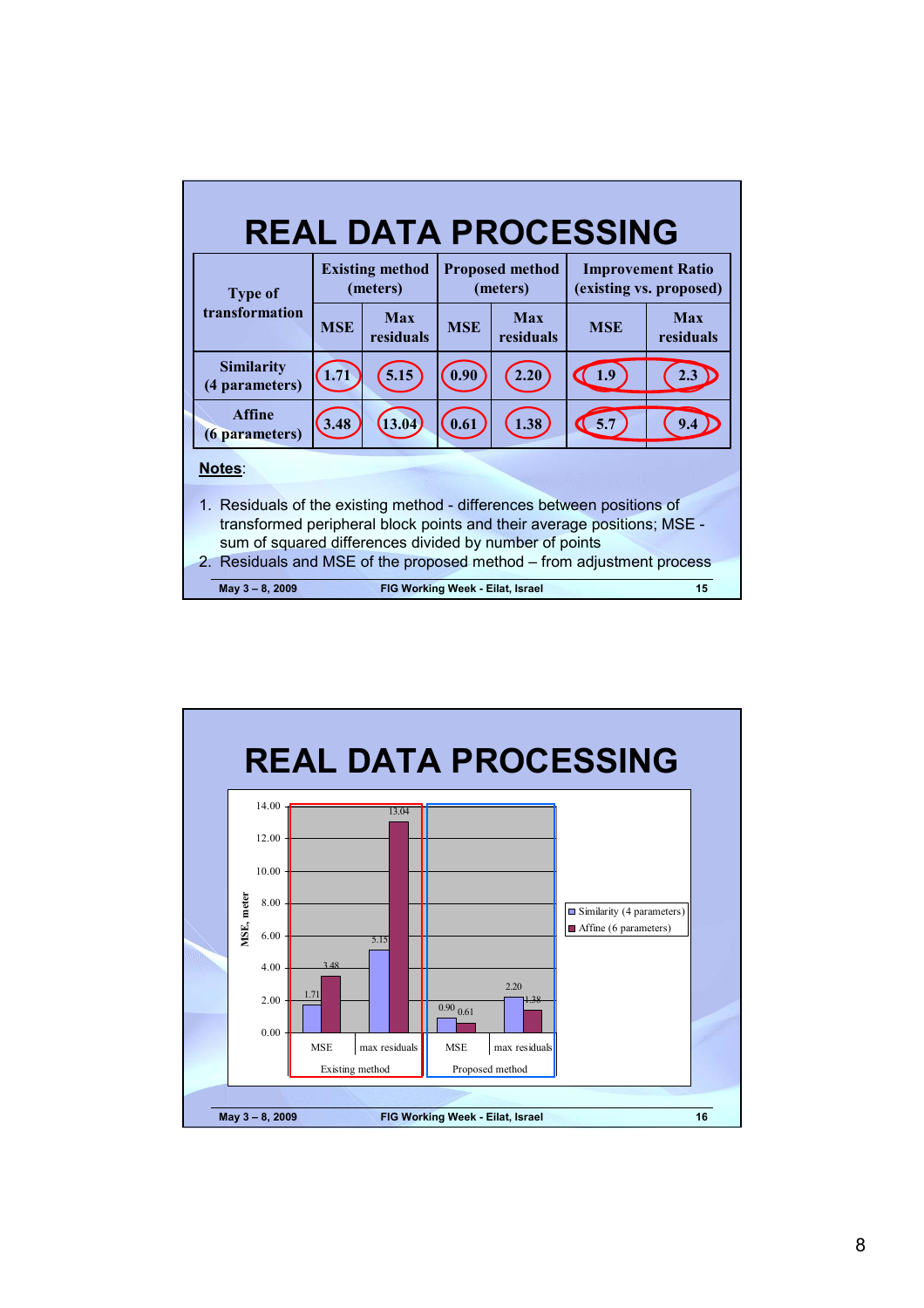# REAL DATA PROCESSING

| Type of transformation | Existing method (meters) | | Proposed method (meters) | | Improvement Ratio (existing vs. proposed) | |
|---|---|---|---|---|---|---|
| | MSE | Max residuals | MSE | Max residuals | MSE | Max residuals |
| Similarity (4 parameters) | 1.71 | 5.15 | 0.90 | 2.20 | 1.9 | 2.3 |
| Affine (6 parameters) | 3.48 | 13.04 | 0.61 | 1.38 | 5.7 | 9.4 |

**Notes**:

1. Residuals of the existing method - differences between positions of transformed peripheral block points and their average positions; MSE - sum of squared differences divided by number of points
2. Residuals and MSE of the proposed method – from adjustment process

# REAL DATA PROCESSING

| | Existing method MSE | Existing method max residuals | Proposed method MSE | Proposed method max residuals |
|---|---|---|---|---|
| Similarity (4 parameters) | 1.71 | 5.15 | 0.90 | 2.20 |
| Affine (6 parameters) | 3.48 | 13.04 | 0.61 | 1.38 |

(Chart y-axis: MSE, meter)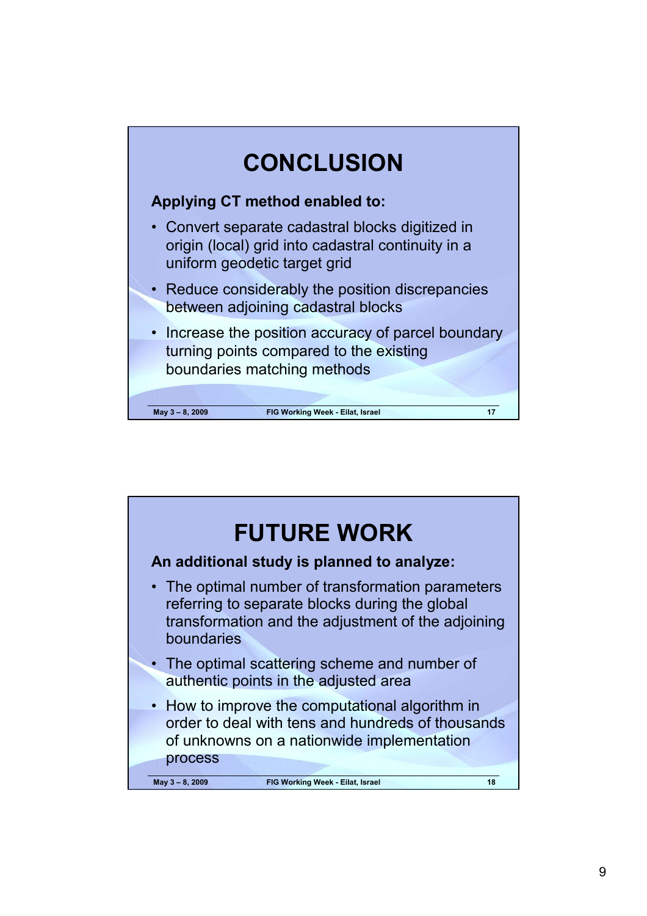# CONCLUSION

**Applying CT method enabled to:**

- Convert separate cadastral blocks digitized in origin (local) grid into cadastral continuity in a uniform geodetic target grid
- Reduce considerably the position discrepancies between adjoining cadastral blocks
- Increase the position accuracy of parcel boundary turning points compared to the existing boundaries matching methods

# FUTURE WORK

**An additional study is planned to analyze:**

- The optimal number of transformation parameters referring to separate blocks during the global transformation and the adjustment of the adjoining boundaries
- The optimal scattering scheme and number of authentic points in the adjusted area
- How to improve the computational algorithm in order to deal with tens and hundreds of thousands of unknowns on a nationwide implementation process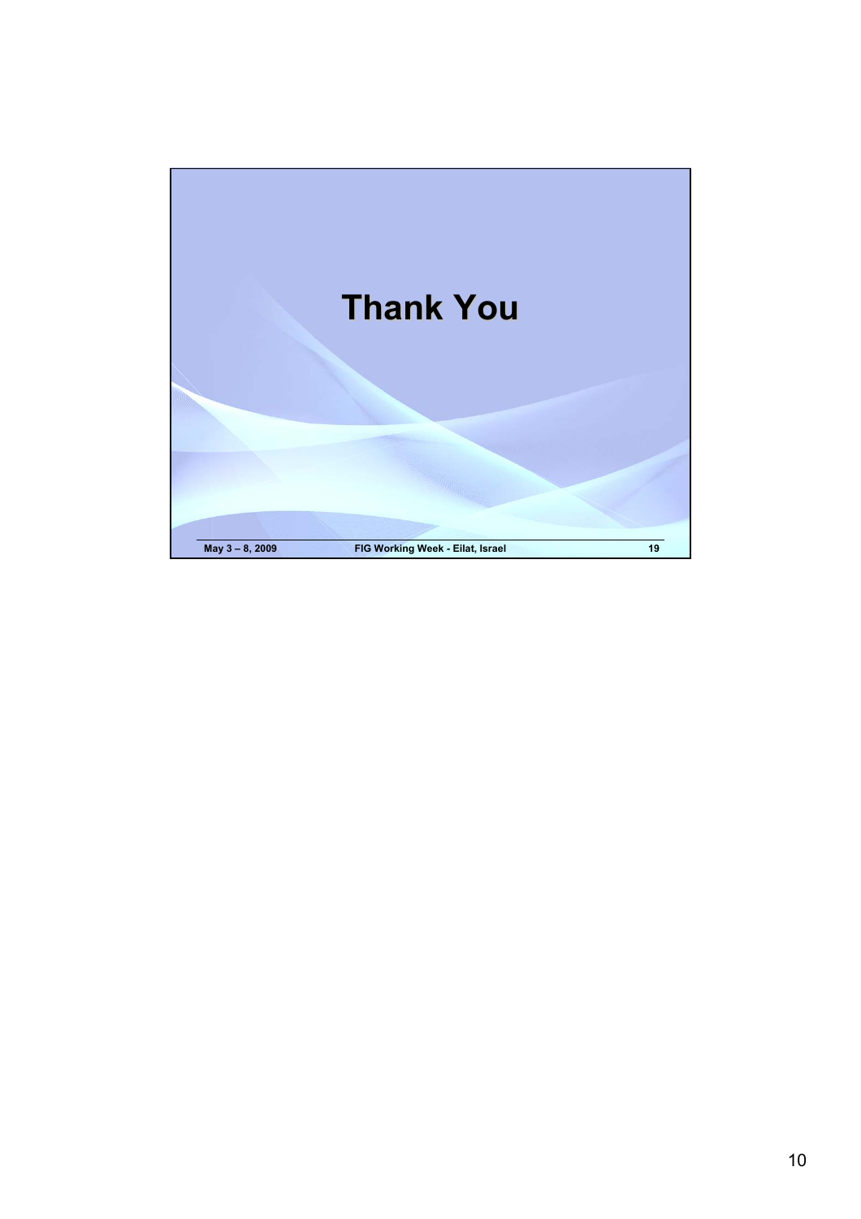# Thank You

May 3 – 8, 2009 FIG Working Week - Eilat, Israel 19